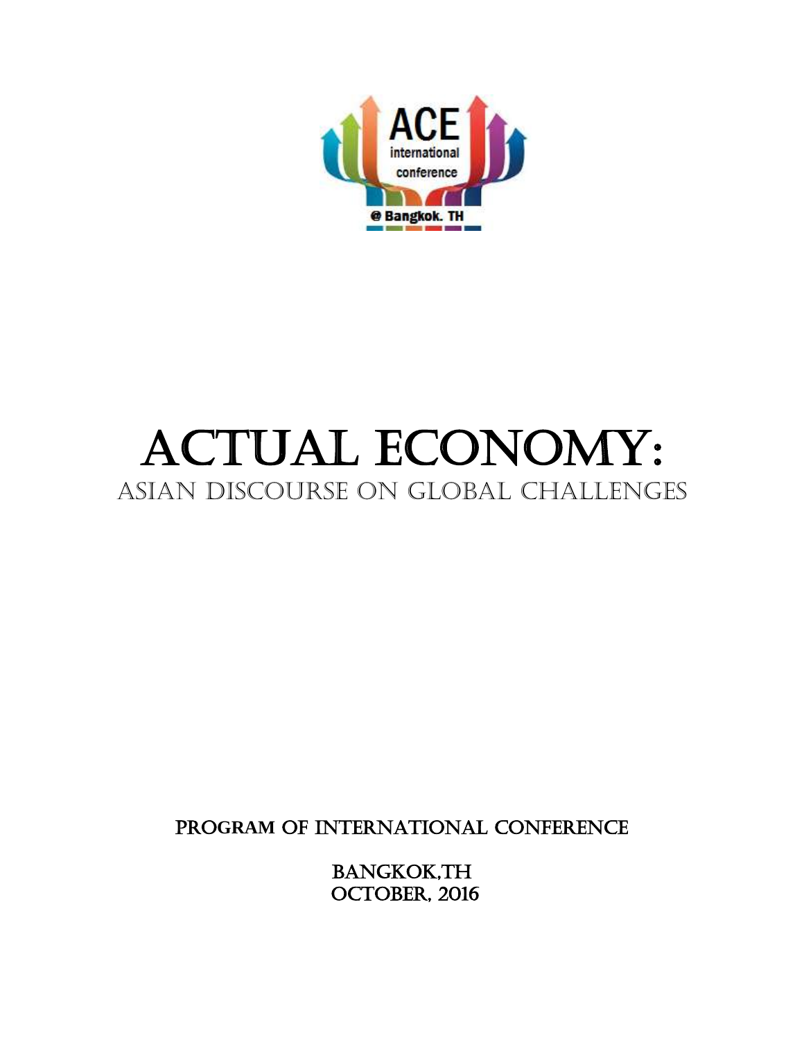ACE
international
conference
@ Bangkok. TH

# ACTUAL ECONOMY:

## ASIAN DISCOURSE ON GLOBAL CHALLENGES

PROGRAM OF INTERNATIONAL CONFERENCE

BANGKOK,TH
OCTOBER, 2016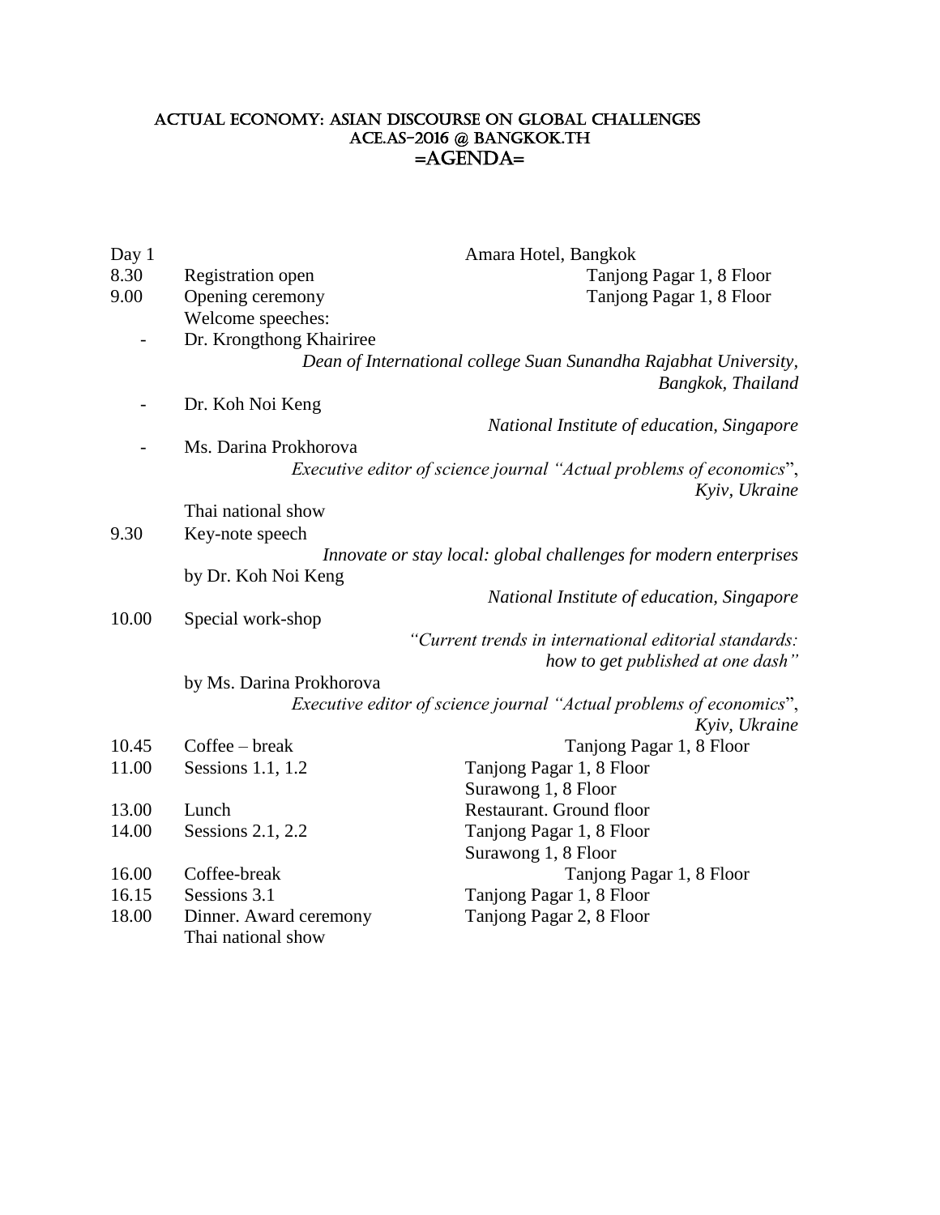# ACTUAL ECONOMY: ASIAN DISCOURSE ON GLOBAL CHALLENGES
# ACE.AS-2016 @ BANGKOK.TH
# =AGENDA=

| Day 1 | | Amara Hotel, Bangkok |
|---|---|---|
| 8.30 | Registration open | Tanjong Pagar 1, 8 Floor |
| 9.00 | Opening ceremony | Tanjong Pagar 1, 8 Floor |
| | Welcome speeches: | |
| - | Dr. Krongthong Khairiree | *Dean of International college Suan Sunandha Rajabhat University, Bangkok, Thailand* |
| - | Dr. Koh Noi Keng | *National Institute of education, Singapore* |
| - | Ms. Darina Prokhorova | *Executive editor of science journal "Actual problems of economics", Kyiv, Ukraine* |
| | Thai national show | |
| 9.30 | Key-note speech | *Innovate or stay local: global challenges for modern enterprises* |
| | by Dr. Koh Noi Keng | *National Institute of education, Singapore* |
| 10.00 | Special work-shop | *"Current trends in international editorial standards: how to get published at one dash"* |
| | by Ms. Darina Prokhorova | *Executive editor of science journal "Actual problems of economics", Kyiv, Ukraine* |
| 10.45 | Coffee – break | Tanjong Pagar 1, 8 Floor |
| 11.00 | Sessions 1.1, 1.2 | Tanjong Pagar 1, 8 Floor<br>Surawong 1, 8 Floor |
| 13.00 | Lunch | Restaurant. Ground floor |
| 14.00 | Sessions 2.1, 2.2 | Tanjong Pagar 1, 8 Floor<br>Surawong 1, 8 Floor |
| 16.00 | Coffee-break | Tanjong Pagar 1, 8 Floor |
| 16.15 | Sessions 3.1 | Tanjong Pagar 1, 8 Floor |
| 18.00 | Dinner. Award ceremony<br>Thai national show | Tanjong Pagar 2, 8 Floor |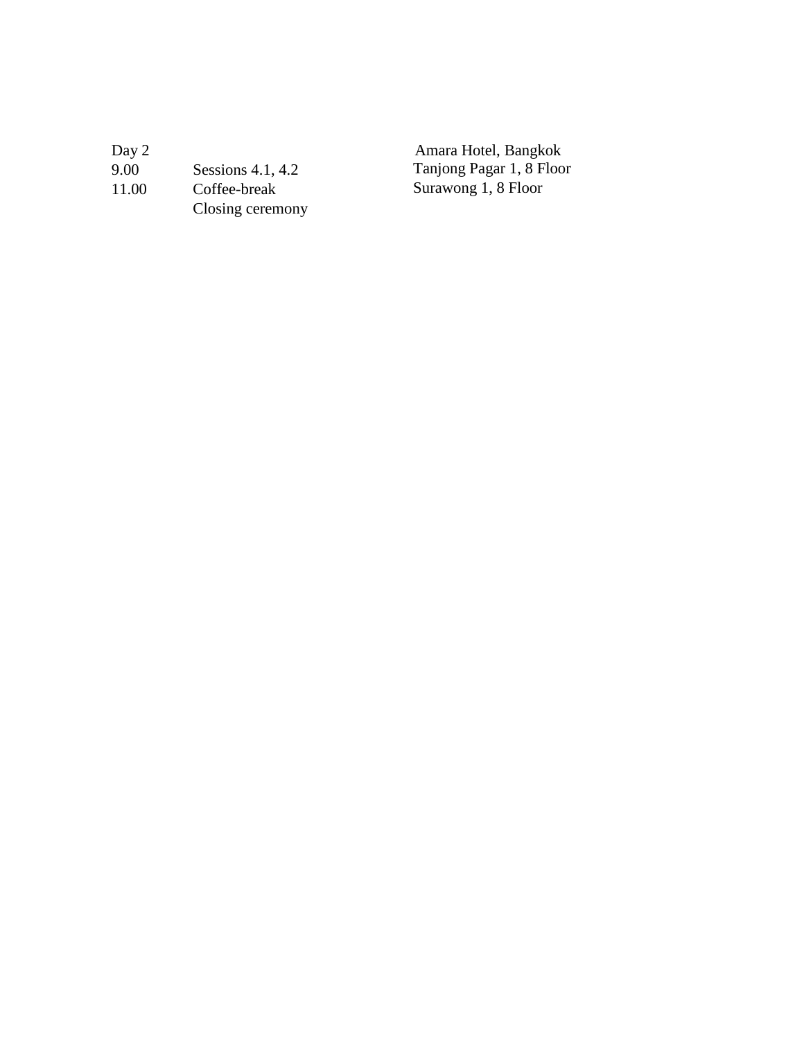| Day 2 | | Amara Hotel, Bangkok |
|---|---|---|
| 9.00 | Sessions 4.1, 4.2 | Tanjong Pagar 1, 8 Floor |
| 11.00 | Coffee-break | Surawong 1, 8 Floor |
| | Closing ceremony | |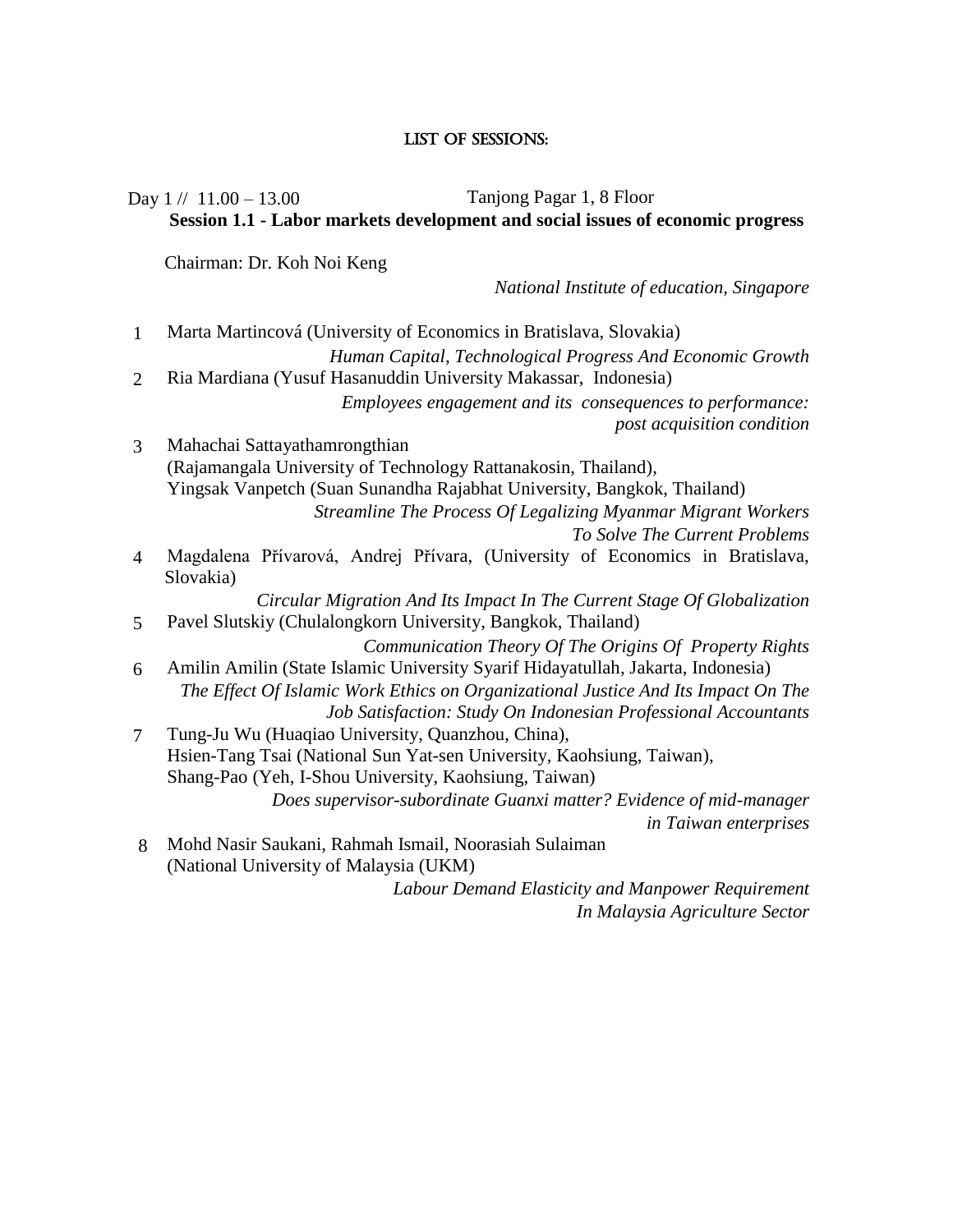# LIST OF SESSIONS:

Day 1 // 11.00 – 13.00 Tanjong Pagar 1, 8 Floor

## Session 1.1 - Labor markets development and social issues of economic progress

Chairman: Dr. Koh Noi Keng

*National Institute of education, Singapore*

1. Marta Martincová (University of Economics in Bratislava, Slovakia)

   *Human Capital, Technological Progress And Economic Growth*

2. Ria Mardiana (Yusuf Hasanuddin University Makassar, Indonesia)

   *Employees engagement and its consequences to performance: post acquisition condition*

3. Mahachai Sattayathamrongthian (Rajamangala University of Technology Rattanakosin, Thailand), Yingsak Vanpetch (Suan Sunandha Rajabhat University, Bangkok, Thailand)

   *Streamline The Process Of Legalizing Myanmar Migrant Workers To Solve The Current Problems*

4. Magdalena Přívarová, Andrej Přívara, (University of Economics in Bratislava, Slovakia)

   *Circular Migration And Its Impact In The Current Stage Of Globalization*

5. Pavel Slutskiy (Chulalongkorn University, Bangkok, Thailand)

   *Communication Theory Of The Origins Of Property Rights*

6. Amilin Amilin (State Islamic University Syarif Hidayatullah, Jakarta, Indonesia)

   *The Effect Of Islamic Work Ethics on Organizational Justice And Its Impact On The Job Satisfaction: Study On Indonesian Professional Accountants*

7. Tung-Ju Wu (Huaqiao University, Quanzhou, China), Hsien-Tang Tsai (National Sun Yat-sen University, Kaohsiung, Taiwan), Shang-Pao (Yeh, I-Shou University, Kaohsiung, Taiwan)

   *Does supervisor-subordinate Guanxi matter? Evidence of mid-manager in Taiwan enterprises*

8. Mohd Nasir Saukani, Rahmah Ismail, Noorasiah Sulaiman (National University of Malaysia (UKM)

   *Labour Demand Elasticity and Manpower Requirement In Malaysia Agriculture Sector*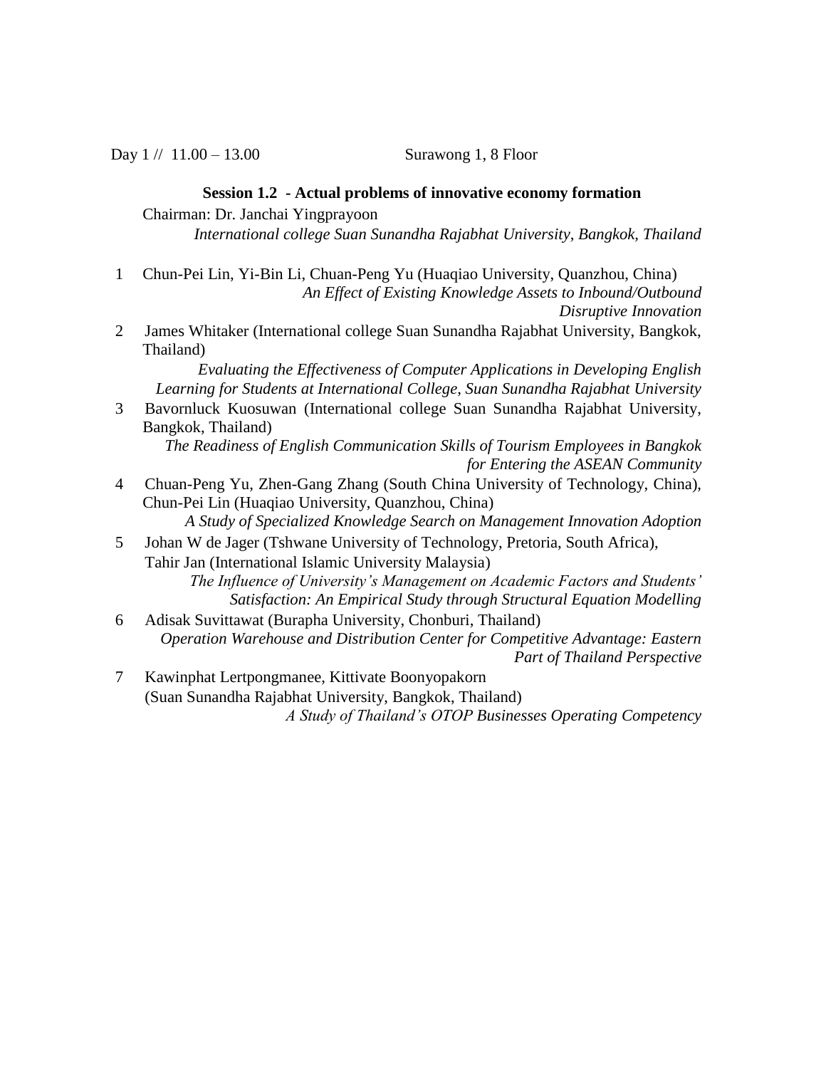Day 1 // 11.00 – 13.00 Surawong 1, 8 Floor

**Session 1.2 - Actual problems of innovative economy formation**

Chairman: Dr. Janchai Yingprayoon

*International college Suan Sunandha Rajabhat University, Bangkok, Thailand*

1. Chun-Pei Lin, Yi-Bin Li, Chuan-Peng Yu (Huaqiao University, Quanzhou, China)
   *An Effect of Existing Knowledge Assets to Inbound/Outbound Disruptive Innovation*
2. James Whitaker (International college Suan Sunandha Rajabhat University, Bangkok, Thailand)
   *Evaluating the Effectiveness of Computer Applications in Developing English Learning for Students at International College, Suan Sunandha Rajabhat University*
3. Bavornluck Kuosuwan (International college Suan Sunandha Rajabhat University, Bangkok, Thailand)
   *The Readiness of English Communication Skills of Tourism Employees in Bangkok for Entering the ASEAN Community*
4. Chuan-Peng Yu, Zhen-Gang Zhang (South China University of Technology, China), Chun-Pei Lin (Huaqiao University, Quanzhou, China)
   *A Study of Specialized Knowledge Search on Management Innovation Adoption*
5. Johan W de Jager (Tshwane University of Technology, Pretoria, South Africa), Tahir Jan (International Islamic University Malaysia)
   *The Influence of University's Management on Academic Factors and Students' Satisfaction: An Empirical Study through Structural Equation Modelling*
6. Adisak Suvittawat (Burapha University, Chonburi, Thailand)
   *Operation Warehouse and Distribution Center for Competitive Advantage: Eastern Part of Thailand Perspective*
7. Kawinphat Lertpongmanee, Kittivate Boonyopakorn (Suan Sunandha Rajabhat University, Bangkok, Thailand)
   *A Study of Thailand's OTOP Businesses Operating Competency*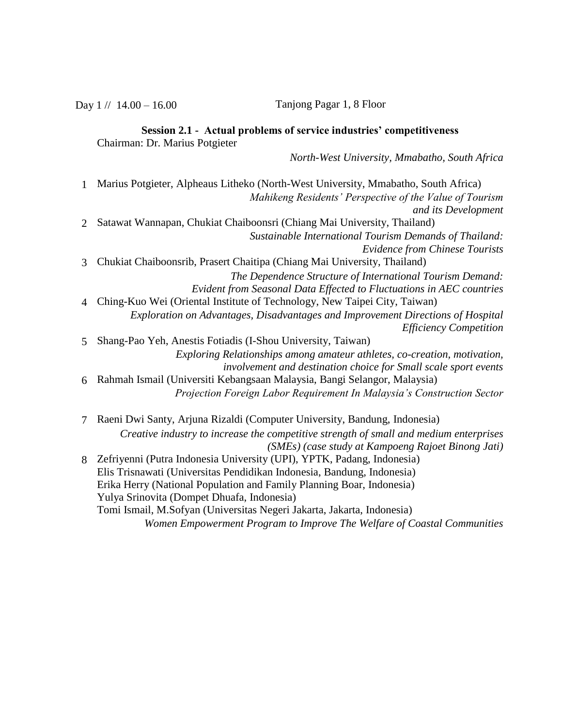Day 1 // 14.00 – 16.00 Tanjong Pagar 1, 8 Floor

**Session 2.1 - Actual problems of service industries' competitiveness**

Chairman: Dr. Marius Potgieter

*North-West University, Mmabatho, South Africa*

1. Marius Potgieter, Alpheaus Litheko (North-West University, Mmabatho, South Africa)
   *Mahikeng Residents' Perspective of the Value of Tourism and its Development*
2. Satawat Wannapan, Chukiat Chaiboonsri (Chiang Mai University, Thailand)
   *Sustainable International Tourism Demands of Thailand: Evidence from Chinese Tourists*
3. Chukiat Chaiboonsrib, Prasert Chaitipa (Chiang Mai University, Thailand)
   *The Dependence Structure of International Tourism Demand: Evident from Seasonal Data Effected to Fluctuations in AEC countries*
4. Ching-Kuo Wei (Oriental Institute of Technology, New Taipei City, Taiwan)
   *Exploration on Advantages, Disadvantages and Improvement Directions of Hospital Efficiency Competition*
5. Shang-Pao Yeh, Anestis Fotiadis (I-Shou University, Taiwan)
   *Exploring Relationships among amateur athletes, co-creation, motivation, involvement and destination choice for Small scale sport events*
6. Rahmah Ismail (Universiti Kebangsaan Malaysia, Bangi Selangor, Malaysia)
   *Projection Foreign Labor Requirement In Malaysia's Construction Sector*
7. Raeni Dwi Santy, Arjuna Rizaldi (Computer University, Bandung, Indonesia)
   *Creative industry to increase the competitive strength of small and medium enterprises (SMEs) (case study at Kampoeng Rajoet Binong Jati)*
8. Zefriyenni (Putra Indonesia University (UPI), YPTK, Padang, Indonesia)
   Elis Trisnawati (Universitas Pendidikan Indonesia, Bandung, Indonesia)
   Erika Herry (National Population and Family Planning Boar, Indonesia)
   Yulya Srinovita (Dompet Dhuafa, Indonesia)
   Tomi Ismail, M.Sofyan (Universitas Negeri Jakarta, Jakarta, Indonesia)
   *Women Empowerment Program to Improve The Welfare of Coastal Communities*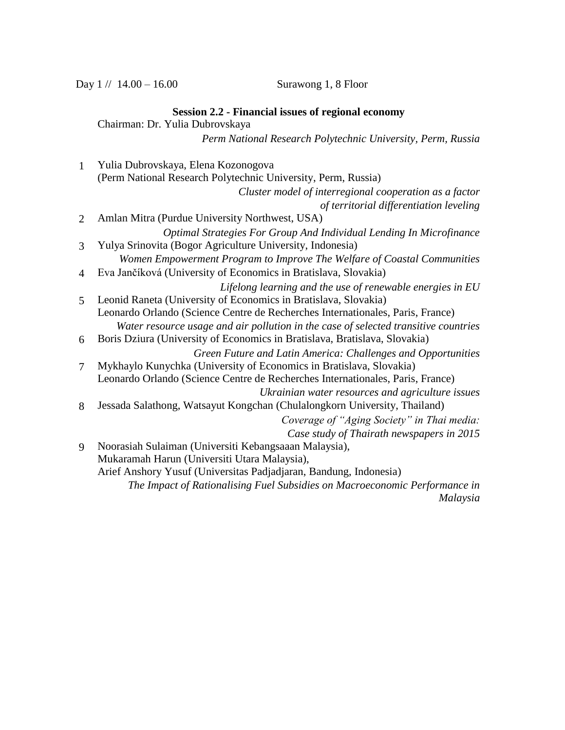Day 1 // 14.00 – 16.00 Surawong 1, 8 Floor

**Session 2.2 - Financial issues of regional economy**

Chairman: Dr. Yulia Dubrovskaya

*Perm National Research Polytechnic University, Perm, Russia*

1. Yulia Dubrovskaya, Elena Kozonogova
   (Perm National Research Polytechnic University, Perm, Russia)
   *Cluster model of interregional cooperation as a factor of territorial differentiation leveling*
2. Amlan Mitra (Purdue University Northwest, USA)
   *Optimal Strategies For Group And Individual Lending In Microfinance*
3. Yulya Srinovita (Bogor Agriculture University, Indonesia)
   *Women Empowerment Program to Improve The Welfare of Coastal Communities*
4. Eva Jančíková (University of Economics in Bratislava, Slovakia)
   *Lifelong learning and the use of renewable energies in EU*
5. Leonid Raneta (University of Economics in Bratislava, Slovakia)
   Leonardo Orlando (Science Centre de Recherches Internationales, Paris, France)
   *Water resource usage and air pollution in the case of selected transitive countries*
6. Boris Dziura (University of Economics in Bratislava, Bratislava, Slovakia)
   *Green Future and Latin America: Challenges and Opportunities*
7. Mykhaylo Kunychka (University of Economics in Bratislava, Slovakia)
   Leonardo Orlando (Science Centre de Recherches Internationales, Paris, France)
   *Ukrainian water resources and agriculture issues*
8. Jessada Salathong, Watsayut Kongchan (Chulalongkorn University, Thailand)
   *Coverage of "Aging Society" in Thai media: Case study of Thairath newspapers in 2015*
9. Noorasiah Sulaiman (Universiti Kebangsaaan Malaysia),
   Mukaramah Harun (Universiti Utara Malaysia),
   Arief Anshory Yusuf (Universitas Padjadjaran, Bandung, Indonesia)
   *The Impact of Rationalising Fuel Subsidies on Macroeconomic Performance in Malaysia*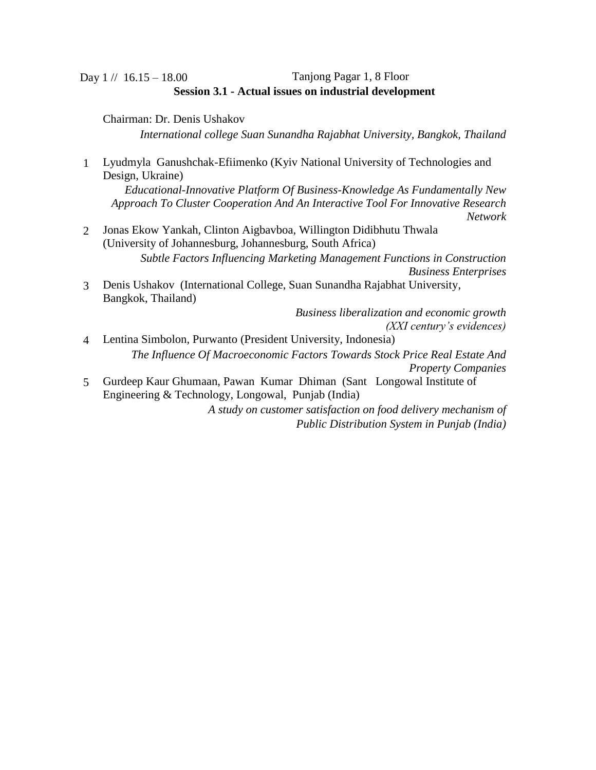Day 1 // 16.15 – 18.00 Tanjong Pagar 1, 8 Floor

**Session 3.1 - Actual issues on industrial development**

Chairman: Dr. Denis Ushakov

*International college Suan Sunandha Rajabhat University, Bangkok, Thailand*

1. Lyudmyla Ganushchak-Efiimenko (Kyiv National University of Technologies and Design, Ukraine)

   *Educational-Innovative Platform Of Business-Knowledge As Fundamentally New Approach To Cluster Cooperation And An Interactive Tool For Innovative Research Network*

2. Jonas Ekow Yankah, Clinton Aigbavboa, Willington Didibhutu Thwala (University of Johannesburg, Johannesburg, South Africa)

   *Subtle Factors Influencing Marketing Management Functions in Construction Business Enterprises*

3. Denis Ushakov (International College, Suan Sunandha Rajabhat University, Bangkok, Thailand)

   *Business liberalization and economic growth (XXI century's evidences)*

4. Lentina Simbolon, Purwanto (President University, Indonesia)

   *The Influence Of Macroeconomic Factors Towards Stock Price Real Estate And Property Companies*

5. Gurdeep Kaur Ghumaan, Pawan Kumar Dhiman (Sant Longowal Institute of Engineering & Technology, Longowal, Punjab (India)

   *A study on customer satisfaction on food delivery mechanism of Public Distribution System in Punjab (India)*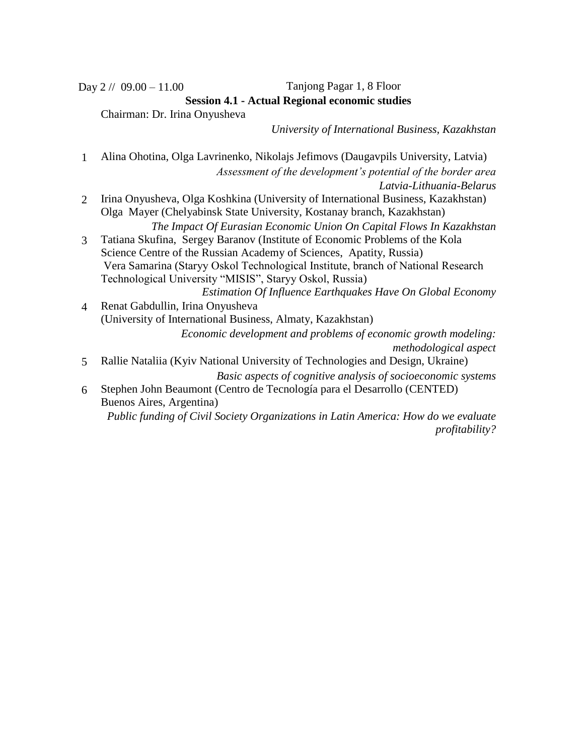Day 2 // 09.00 – 11.00 Tanjong Pagar 1, 8 Floor

**Session 4.1 - Actual Regional economic studies**

Chairman: Dr. Irina Onyusheva

*University of International Business, Kazakhstan*

1. Alina Ohotina, Olga Lavrinenko, Nikolajs Jefimovs (Daugavpils University, Latvia)

   *Assessment of the development's potential of the border area Latvia-Lithuania-Belarus*

2. Irina Onyusheva, Olga Koshkina (University of International Business, Kazakhstan)
   Olga Mayer (Chelyabinsk State University, Kostanay branch, Kazakhstan)

   *The Impact Of Eurasian Economic Union On Capital Flows In Kazakhstan*

3. Tatiana Skufina, Sergey Baranov (Institute of Economic Problems of the Kola Science Centre of the Russian Academy of Sciences, Apatity, Russia)
   Vera Samarina (Staryy Oskol Technological Institute, branch of National Research Technological University "MISIS", Staryy Oskol, Russia)

   *Estimation Of Influence Earthquakes Have On Global Economy*

4. Renat Gabdullin, Irina Onyusheva
   (University of International Business, Almaty, Kazakhstan)

   *Economic development and problems of economic growth modeling: methodological aspect*

5. Rallie Nataliia (Kyiv National University of Technologies and Design, Ukraine)

   *Basic aspects of cognitive analysis of socioeconomic systems*

6. Stephen John Beaumont (Centro de Tecnología para el Desarrollo (CENTED) Buenos Aires, Argentina)

   *Public funding of Civil Society Organizations in Latin America: How do we evaluate profitability?*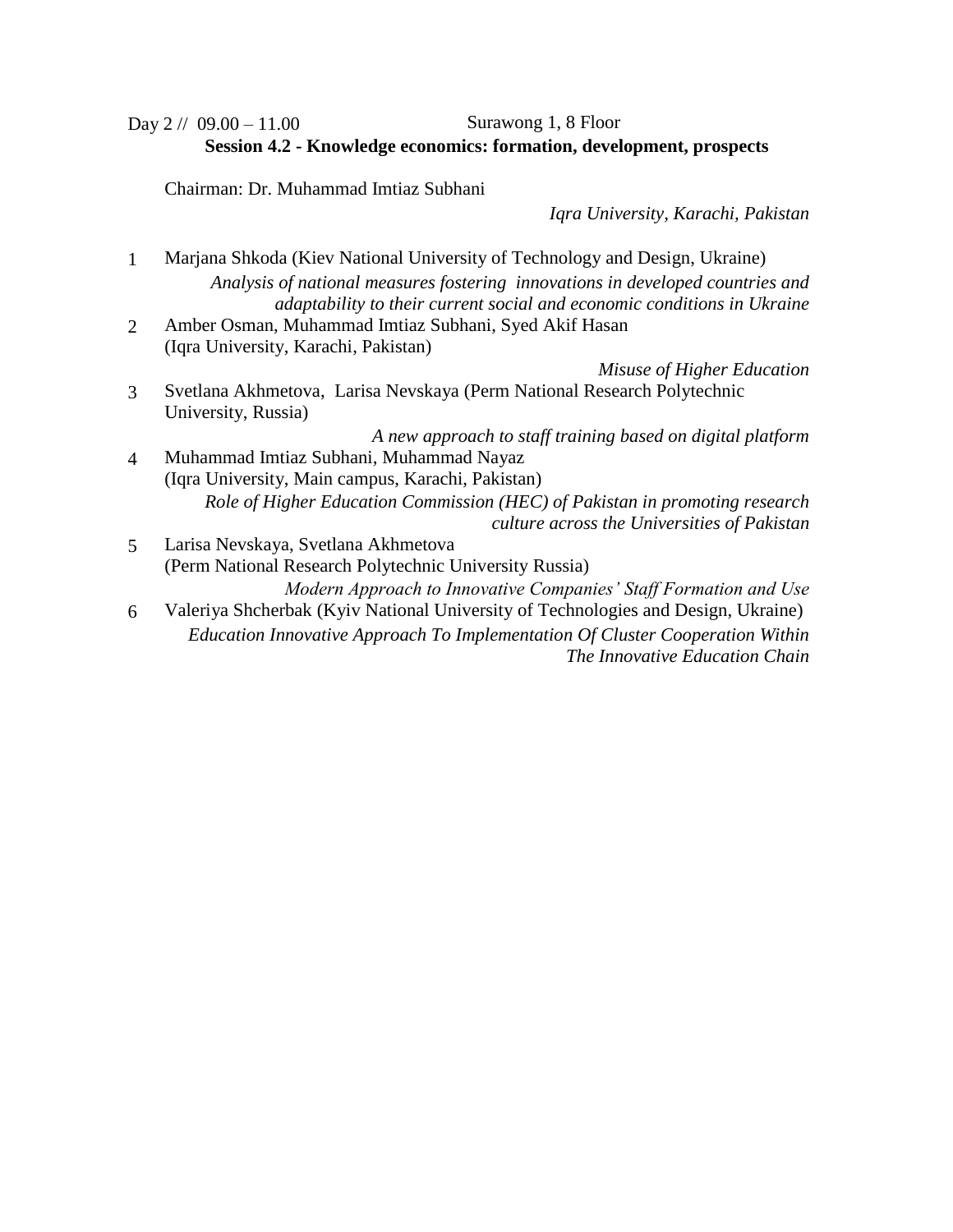Day 2 // 09.00 – 11.00 Surawong 1, 8 Floor

**Session 4.2 - Knowledge economics: formation, development, prospects**

Chairman: Dr. Muhammad Imtiaz Subhani

*Iqra University, Karachi, Pakistan*

1. Marjana Shkoda (Kiev National University of Technology and Design, Ukraine)
   *Analysis of national measures fostering innovations in developed countries and adaptability to their current social and economic conditions in Ukraine*
2. Amber Osman, Muhammad Imtiaz Subhani, Syed Akif Hasan (Iqra University, Karachi, Pakistan)
   *Misuse of Higher Education*
3. Svetlana Akhmetova, Larisa Nevskaya (Perm National Research Polytechnic University, Russia)
   *A new approach to staff training based on digital platform*
4. Muhammad Imtiaz Subhani, Muhammad Nayaz (Iqra University, Main campus, Karachi, Pakistan)
   *Role of Higher Education Commission (HEC) of Pakistan in promoting research culture across the Universities of Pakistan*
5. Larisa Nevskaya, Svetlana Akhmetova (Perm National Research Polytechnic University Russia)
   *Modern Approach to Innovative Companies' Staff Formation and Use*
6. Valeriya Shcherbak (Kyiv National University of Technologies and Design, Ukraine)
   *Education Innovative Approach To Implementation Of Cluster Cooperation Within The Innovative Education Chain*